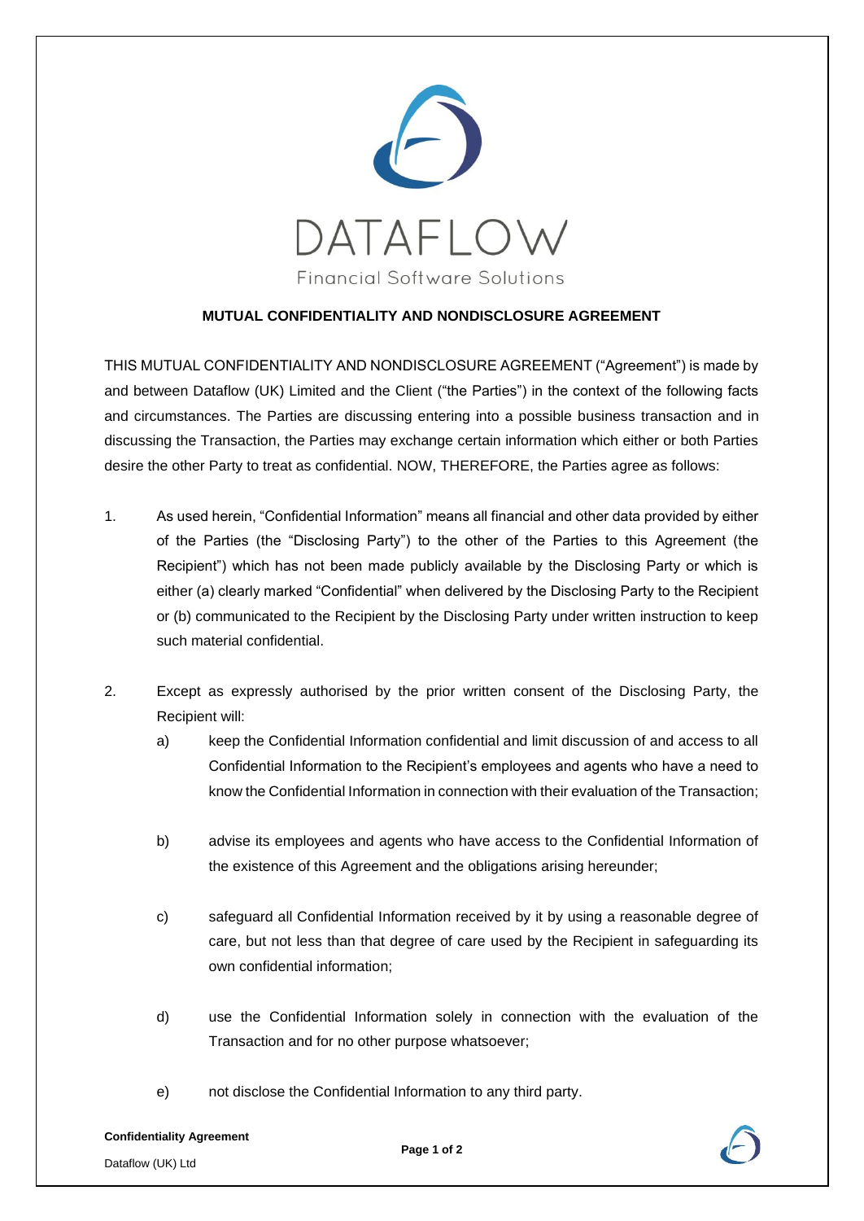DATAFLOW

Financial Software Solutions

# MUTUAL CONFIDENTIALITY AND NONDISCLOSURE AGREEMENT

THIS MUTUAL CONFIDENTIALITY AND NONDISCLOSURE AGREEMENT ("Agreement") is made by and between Dataflow (UK) Limited and the Client ("the Parties") in the context of the following facts and circumstances. The Parties are discussing entering into a possible business transaction and in discussing the Transaction, the Parties may exchange certain information which either or both Parties desire the other Party to treat as confidential. NOW, THEREFORE, the Parties agree as follows:

1. As used herein, "Confidential Information" means all financial and other data provided by either of the Parties (the "Disclosing Party") to the other of the Parties to this Agreement (the Recipient") which has not been made publicly available by the Disclosing Party or which is either (a) clearly marked "Confidential" when delivered by the Disclosing Party to the Recipient or (b) communicated to the Recipient by the Disclosing Party under written instruction to keep such material confidential.

2. Except as expressly authorised by the prior written consent of the Disclosing Party, the Recipient will:

   a) keep the Confidential Information confidential and limit discussion of and access to all Confidential Information to the Recipient's employees and agents who have a need to know the Confidential Information in connection with their evaluation of the Transaction;

   b) advise its employees and agents who have access to the Confidential Information of the existence of this Agreement and the obligations arising hereunder;

   c) safeguard all Confidential Information received by it by using a reasonable degree of care, but not less than that degree of care used by the Recipient in safeguarding its own confidential information;

   d) use the Confidential Information solely in connection with the evaluation of the Transaction and for no other purpose whatsoever;

   e) not disclose the Confidential Information to any third party.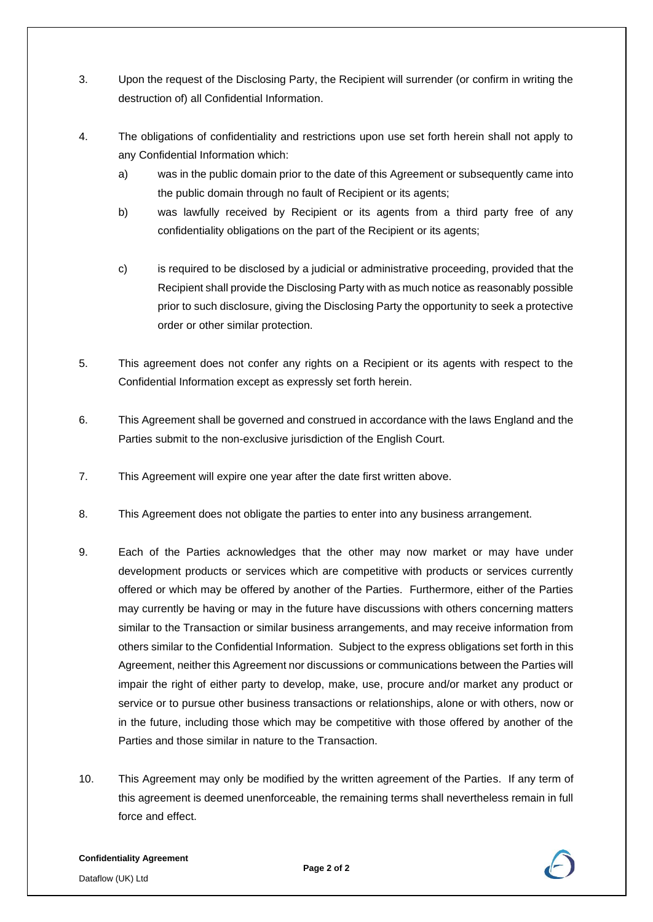3. Upon the request of the Disclosing Party, the Recipient will surrender (or confirm in writing the destruction of) all Confidential Information.

4. The obligations of confidentiality and restrictions upon use set forth herein shall not apply to any Confidential Information which:
   a) was in the public domain prior to the date of this Agreement or subsequently came into the public domain through no fault of Recipient or its agents;
   b) was lawfully received by Recipient or its agents from a third party free of any confidentiality obligations on the part of the Recipient or its agents;
   c) is required to be disclosed by a judicial or administrative proceeding, provided that the Recipient shall provide the Disclosing Party with as much notice as reasonably possible prior to such disclosure, giving the Disclosing Party the opportunity to seek a protective order or other similar protection.

5. This agreement does not confer any rights on a Recipient or its agents with respect to the Confidential Information except as expressly set forth herein.

6. This Agreement shall be governed and construed in accordance with the laws England and the Parties submit to the non-exclusive jurisdiction of the English Court.

7. This Agreement will expire one year after the date first written above.

8. This Agreement does not obligate the parties to enter into any business arrangement.

9. Each of the Parties acknowledges that the other may now market or may have under development products or services which are competitive with products or services currently offered or which may be offered by another of the Parties. Furthermore, either of the Parties may currently be having or may in the future have discussions with others concerning matters similar to the Transaction or similar business arrangements, and may receive information from others similar to the Confidential Information. Subject to the express obligations set forth in this Agreement, neither this Agreement nor discussions or communications between the Parties will impair the right of either party to develop, make, use, procure and/or market any product or service or to pursue other business transactions or relationships, alone or with others, now or in the future, including those which may be competitive with those offered by another of the Parties and those similar in nature to the Transaction.

10. This Agreement may only be modified by the written agreement of the Parties. If any term of this agreement is deemed unenforceable, the remaining terms shall nevertheless remain in full force and effect.